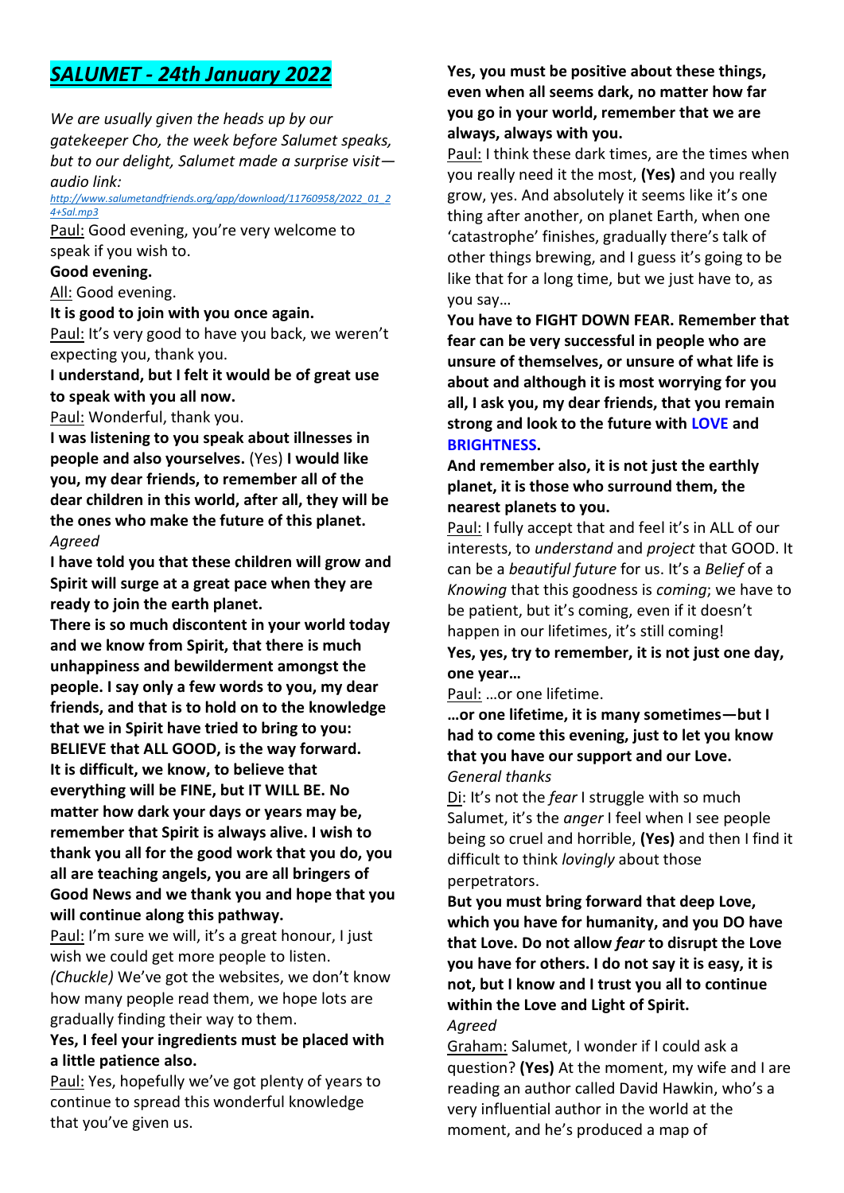# *SALUMET - 24th January 2022*

*We are usually given the heads up by our gatekeeper Cho, the week before Salumet speaks, but to our delight, Salumet made a surprise visit—audio link:*
*http://www.salumetandfriends.org/app/download/11760958/2022_01_24+Sal.mp3*

Paul: Good evening, you're very welcome to speak if you wish to.

**Good evening.**

All: Good evening.

**It is good to join with you once again.**

Paul: It's very good to have you back, we weren't expecting you, thank you.

**I understand, but I felt it would be of great use to speak with you all now.**

Paul: Wonderful, thank you.

**I was listening to you speak about illnesses in people and also yourselves.** (Yes) **I would like you, my dear friends, to remember all of the dear children in this world, after all, they will be the ones who make the future of this planet.**

*Agreed*

**I have told you that these children will grow and Spirit will surge at a great pace when they are ready to join the earth planet.**

**There is so much discontent in your world today and we know from Spirit, that there is much unhappiness and bewilderment amongst the people. I say only a few words to you, my dear friends, and that is to hold on to the knowledge that we in Spirit have tried to bring to you: BELIEVE that ALL GOOD, is the way forward. It is difficult, we know, to believe that everything will be FINE, but IT WILL BE. No matter how dark your days or years may be, remember that Spirit is always alive. I wish to thank you all for the good work that you do, you all are teaching angels, you are all bringers of Good News and we thank you and hope that you will continue along this pathway.**

Paul: I'm sure we will, it's a great honour, I just wish we could get more people to listen. *(Chuckle)* We've got the websites, we don't know how many people read them, we hope lots are gradually finding their way to them.

**Yes, I feel your ingredients must be placed with a little patience also.**

Paul: Yes, hopefully we've got plenty of years to continue to spread this wonderful knowledge that you've given us.

**Yes, you must be positive about these things, even when all seems dark, no matter how far you go in your world, remember that we are always, always with you.**

Paul: I think these dark times, are the times when you really need it the most, **(Yes)** and you really grow, yes. And absolutely it seems like it's one thing after another, on planet Earth, when one 'catastrophe' finishes, gradually there's talk of other things brewing, and I guess it's going to be like that for a long time, but we just have to, as you say…

**You have to FIGHT DOWN FEAR. Remember that fear can be very successful in people who are unsure of themselves, or unsure of what life is about and although it is most worrying for you all, I ask you, my dear friends, that you remain strong and look to the future with LOVE and BRIGHTNESS.**

**And remember also, it is not just the earthly planet, it is those who surround them, the nearest planets to you.**

Paul: I fully accept that and feel it's in ALL of our interests, to *understand* and *project* that GOOD. It can be a *beautiful future* for us. It's a *Belief* of a *Knowing* that this goodness is *coming*; we have to be patient, but it's coming, even if it doesn't happen in our lifetimes, it's still coming!

**Yes, yes, try to remember, it is not just one day, one year…**

Paul: …or one lifetime.

**…or one lifetime, it is many sometimes—but I had to come this evening, just to let you know that you have our support and our Love.**

*General thanks*

Di: It's not the *fear* I struggle with so much Salumet, it's the *anger* I feel when I see people being so cruel and horrible, **(Yes)** and then I find it difficult to think *lovingly* about those perpetrators.

**But you must bring forward that deep Love, which you have for humanity, and you DO have that Love. Do not allow *fear* to disrupt the Love you have for others. I do not say it is easy, it is not, but I know and I trust you all to continue within the Love and Light of Spirit.**

*Agreed*

Graham: Salumet, I wonder if I could ask a question? **(Yes)** At the moment, my wife and I are reading an author called David Hawkin, who's a very influential author in the world at the moment, and he's produced a map of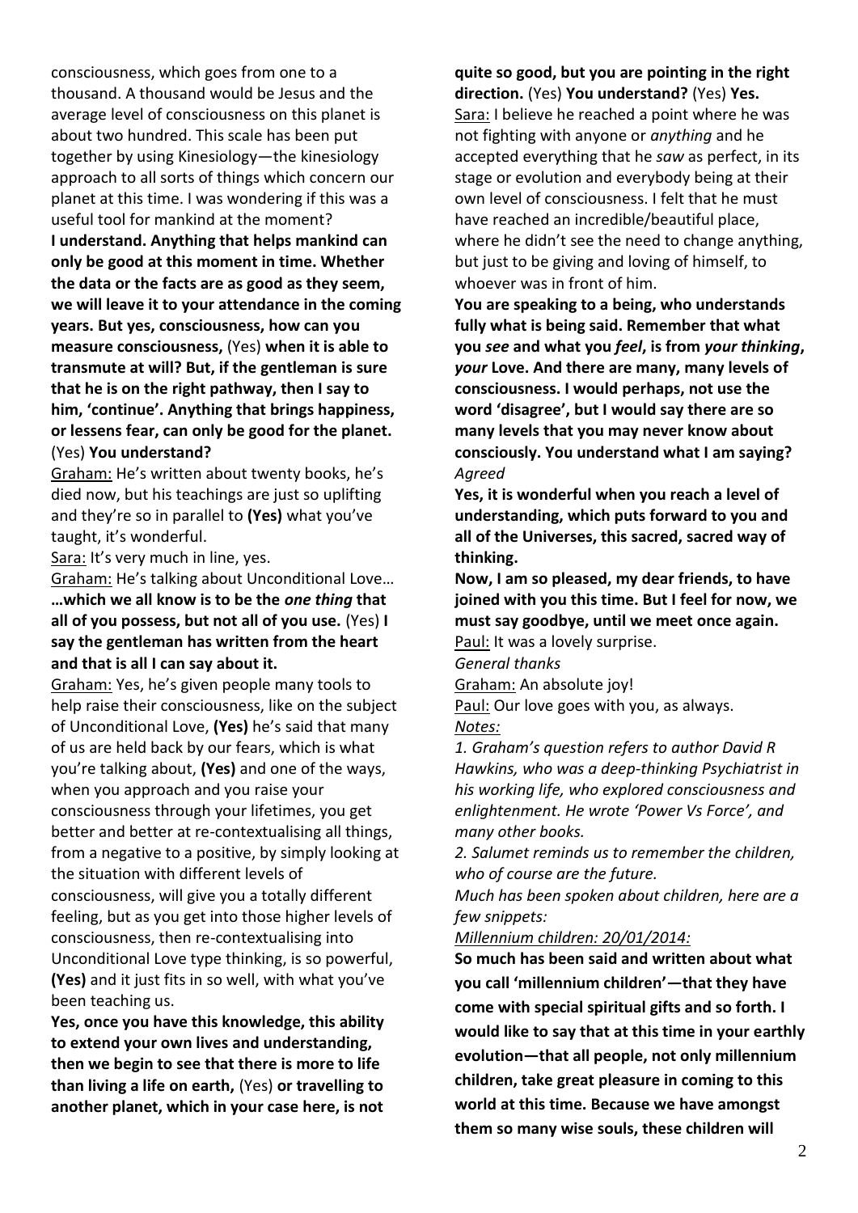consciousness, which goes from one to a thousand. A thousand would be Jesus and the average level of consciousness on this planet is about two hundred. This scale has been put together by using Kinesiology—the kinesiology approach to all sorts of things which concern our planet at this time. I was wondering if this was a useful tool for mankind at the moment?

**I understand. Anything that helps mankind can only be good at this moment in time. Whether the data or the facts are as good as they seem, we will leave it to your attendance in the coming years. But yes, consciousness, how can you measure consciousness,** (Yes) **when it is able to transmute at will? But, if the gentleman is sure that he is on the right pathway, then I say to him, 'continue'. Anything that brings happiness, or lessens fear, can only be good for the planet.** (Yes) **You understand?**

<u>Graham:</u> He's written about twenty books, he's died now, but his teachings are just so uplifting and they're so in parallel to **(Yes)** what you've taught, it's wonderful.

<u>Sara:</u> It's very much in line, yes.

<u>Graham:</u> He's talking about Unconditional Love…

**…which we all know is to be the *one thing* that all of you possess, but not all of you use.** (Yes) **I say the gentleman has written from the heart and that is all I can say about it.**

<u>Graham:</u> Yes, he's given people many tools to help raise their consciousness, like on the subject of Unconditional Love, **(Yes)** he's said that many of us are held back by our fears, which is what you're talking about, **(Yes)** and one of the ways, when you approach and you raise your consciousness through your lifetimes, you get better and better at re-contextualising all things, from a negative to a positive, by simply looking at the situation with different levels of consciousness, will give you a totally different feeling, but as you get into those higher levels of consciousness, then re-contextualising into Unconditional Love type thinking, is so powerful, **(Yes)** and it just fits in so well, with what you've been teaching us.

**Yes, once you have this knowledge, this ability to extend your own lives and understanding, then we begin to see that there is more to life than living a life on earth,** (Yes) **or travelling to another planet, which in your case here, is not quite so good, but you are pointing in the right direction.** (Yes) **You understand?** (Yes) **Yes.**

<u>Sara:</u> I believe he reached a point where he was not fighting with anyone or *anything* and he accepted everything that he *saw* as perfect, in its stage or evolution and everybody being at their own level of consciousness. I felt that he must have reached an incredible/beautiful place, where he didn't see the need to change anything, but just to be giving and loving of himself, to whoever was in front of him.

**You are speaking to a being, who understands fully what is being said. Remember that what you *see* and what you *feel*, is from *your thinking*, *your* Love. And there are many, many levels of consciousness. I would perhaps, not use the word 'disagree', but I would say there are so many levels that you may never know about consciously. You understand what I am saying?**
*Agreed*

**Yes, it is wonderful when you reach a level of understanding, which puts forward to you and all of the Universes, this sacred, sacred way of thinking.**

**Now, I am so pleased, my dear friends, to have joined with you this time. But I feel for now, we must say goodbye, until we meet once again.**

<u>Paul:</u> It was a lovely surprise.

*General thanks*

<u>Graham:</u> An absolute joy!

<u>Paul:</u> Our love goes with you, as always.

*<u>Notes:</u>*

*1. Graham's question refers to author David R Hawkins, who was a deep-thinking Psychiatrist in his working life, who explored consciousness and enlightenment. He wrote 'Power Vs Force', and many other books.*

*2. Salumet reminds us to remember the children, who of course are the future.*

*Much has been spoken about children, here are a few snippets:*

*<u>Millennium children: 20/01/2014:</u>*

**So much has been said and written about what you call 'millennium children'—that they have come with special spiritual gifts and so forth. I would like to say that at this time in your earthly evolution—that all people, not only millennium children, take great pleasure in coming to this world at this time. Because we have amongst them so many wise souls, these children will**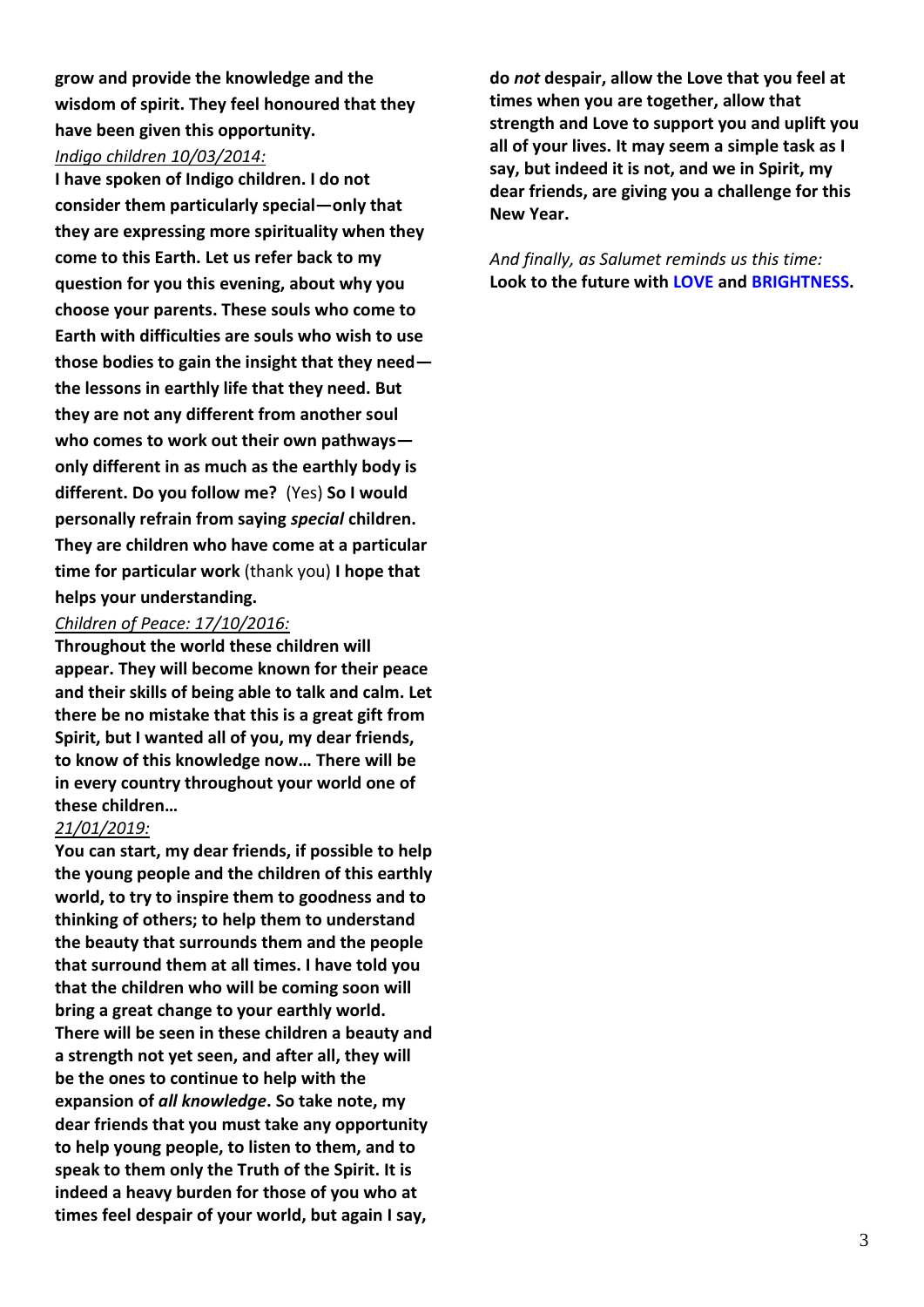**grow and provide the knowledge and the wisdom of spirit. They feel honoured that they have been given this opportunity.**

*Indigo children 10/03/2014:*

**I have spoken of Indigo children. I do not consider them particularly special—only that they are expressing more spirituality when they come to this Earth. Let us refer back to my question for you this evening, about why you choose your parents. These souls who come to Earth with difficulties are souls who wish to use those bodies to gain the insight that they need—the lessons in earthly life that they need. But they are not any different from another soul who comes to work out their own pathways—only different in as much as the earthly body is different. Do you follow me?** (Yes) **So I would personally refrain from saying *special* children. They are children who have come at a particular time for particular work** (thank you) **I hope that helps your understanding.**

*Children of Peace: 17/10/2016:*

**Throughout the world these children will appear. They will become known for their peace and their skills of being able to talk and calm. Let there be no mistake that this is a great gift from Spirit, but I wanted all of you, my dear friends, to know of this knowledge now… There will be in every country throughout your world one of these children…**

*21/01/2019:*

**You can start, my dear friends, if possible to help the young people and the children of this earthly world, to try to inspire them to goodness and to thinking of others; to help them to understand the beauty that surrounds them and the people that surround them at all times. I have told you that the children who will be coming soon will bring a great change to your earthly world. There will be seen in these children a beauty and a strength not yet seen, and after all, they will be the ones to continue to help with the expansion of *all knowledge*. So take note, my dear friends that you must take any opportunity to help young people, to listen to them, and to speak to them only the Truth of the Spirit. It is indeed a heavy burden for those of you who at times feel despair of your world, but again I say, do *not* despair, allow the Love that you feel at times when you are together, allow that strength and Love to support you and uplift you all of your lives. It may seem a simple task as I say, but indeed it is not, and we in Spirit, my dear friends, are giving you a challenge for this New Year.**

*And finally, as Salumet reminds us this time:*

**Look to the future with LOVE and BRIGHTNESS.**